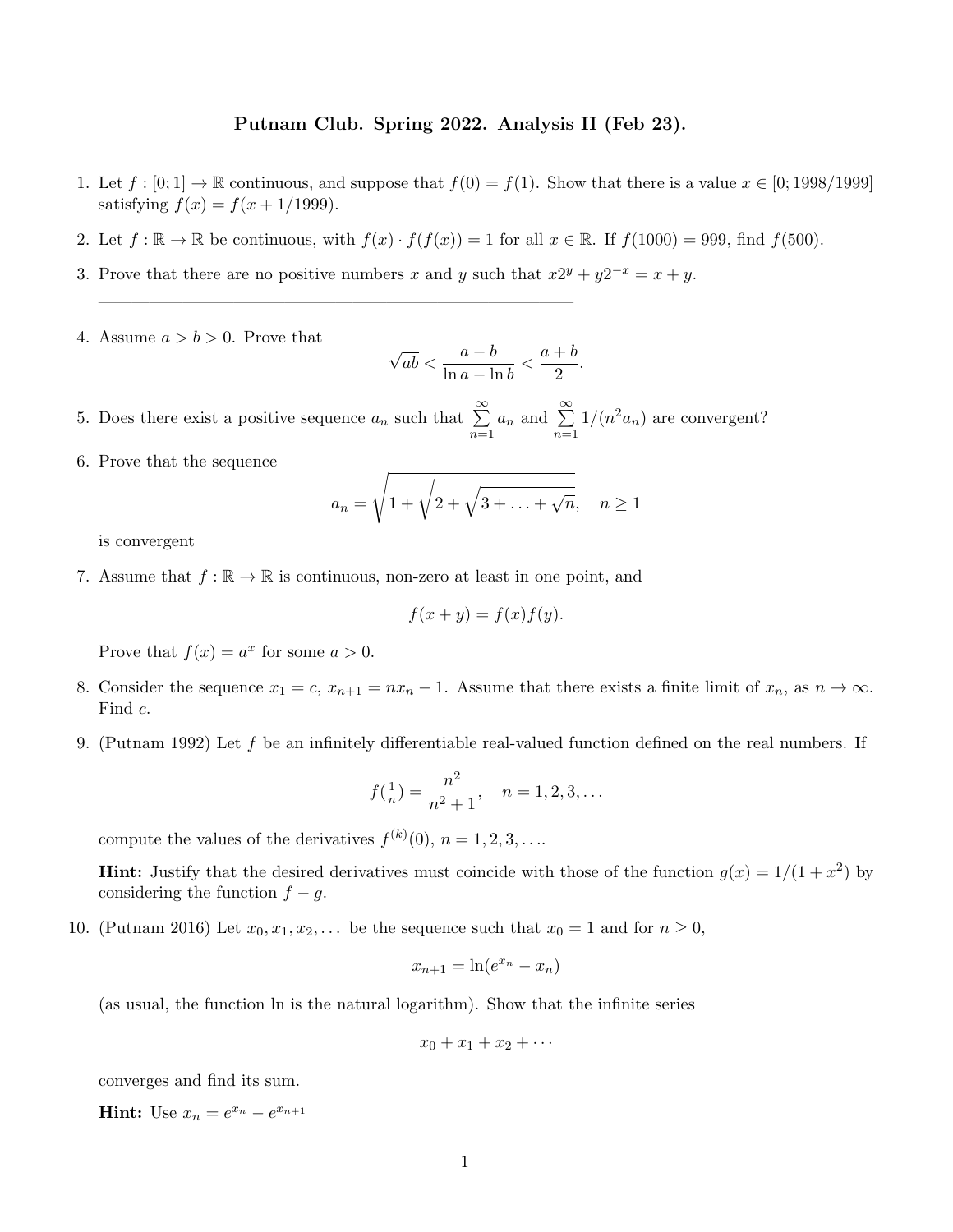# Putnam Club. Spring 2022. Analysis II (Feb 23).

1. Let $f : [0; 1] \to \mathbb{R}$ continuous, and suppose that $f(0) = f(1)$. Show that there is a value $x \in [0; 1998/1999]$ satisfying $f(x) = f(x + 1/1999)$.

2. Let $f : \mathbb{R} \to \mathbb{R}$ be continuous, with $f(x) \cdot f(f(x)) = 1$ for all $x \in \mathbb{R}$. If $f(1000) = 999$, find $f(500)$.

3. Prove that there are no positive numbers $x$ and $y$ such that $x2^y + y2^{-x} = x + y$.

---

4. Assume $a > b > 0$. Prove that
$$\sqrt{ab} < \frac{a-b}{\ln a - \ln b} < \frac{a+b}{2}.$$

5. Does there exist a positive sequence $a_n$ such that $\sum\limits_{n=1}^{\infty} a_n$ and $\sum\limits_{n=1}^{\infty} 1/(n^2 a_n)$ are convergent?

6. Prove that the sequence
$$a_n = \sqrt{1 + \sqrt{2 + \sqrt{3 + \ldots + \sqrt{n}}}}, \quad n \geq 1$$
is convergent

7. Assume that $f : \mathbb{R} \to \mathbb{R}$ is continuous, non-zero at least in one point, and
$$f(x + y) = f(x)f(y).$$
Prove that $f(x) = a^x$ for some $a > 0$.

8. Consider the sequence $x_1 = c$, $x_{n+1} = nx_n - 1$. Assume that there exists a finite limit of $x_n$, as $n \to \infty$. Find $c$.

9. (Putnam 1992) Let $f$ be an infinitely differentiable real-valued function defined on the real numbers. If
$$f(\tfrac{1}{n}) = \frac{n^2}{n^2 + 1}, \quad n = 1, 2, 3, \ldots$$
compute the values of the derivatives $f^{(k)}(0)$, $n = 1, 2, 3, \ldots$.

   **Hint:** Justify that the desired derivatives must coincide with those of the function $g(x) = 1/(1 + x^2)$ by considering the function $f - g$.

10. (Putnam 2016) Let $x_0, x_1, x_2, \ldots$ be the sequence such that $x_0 = 1$ and for $n \geq 0$,
$$x_{n+1} = \ln(e^{x_n} - x_n)$$
(as usual, the function ln is the natural logarithm). Show that the infinite series
$$x_0 + x_1 + x_2 + \cdots$$
converges and find its sum.

    **Hint:** Use $x_n = e^{x_n} - e^{x_{n+1}}$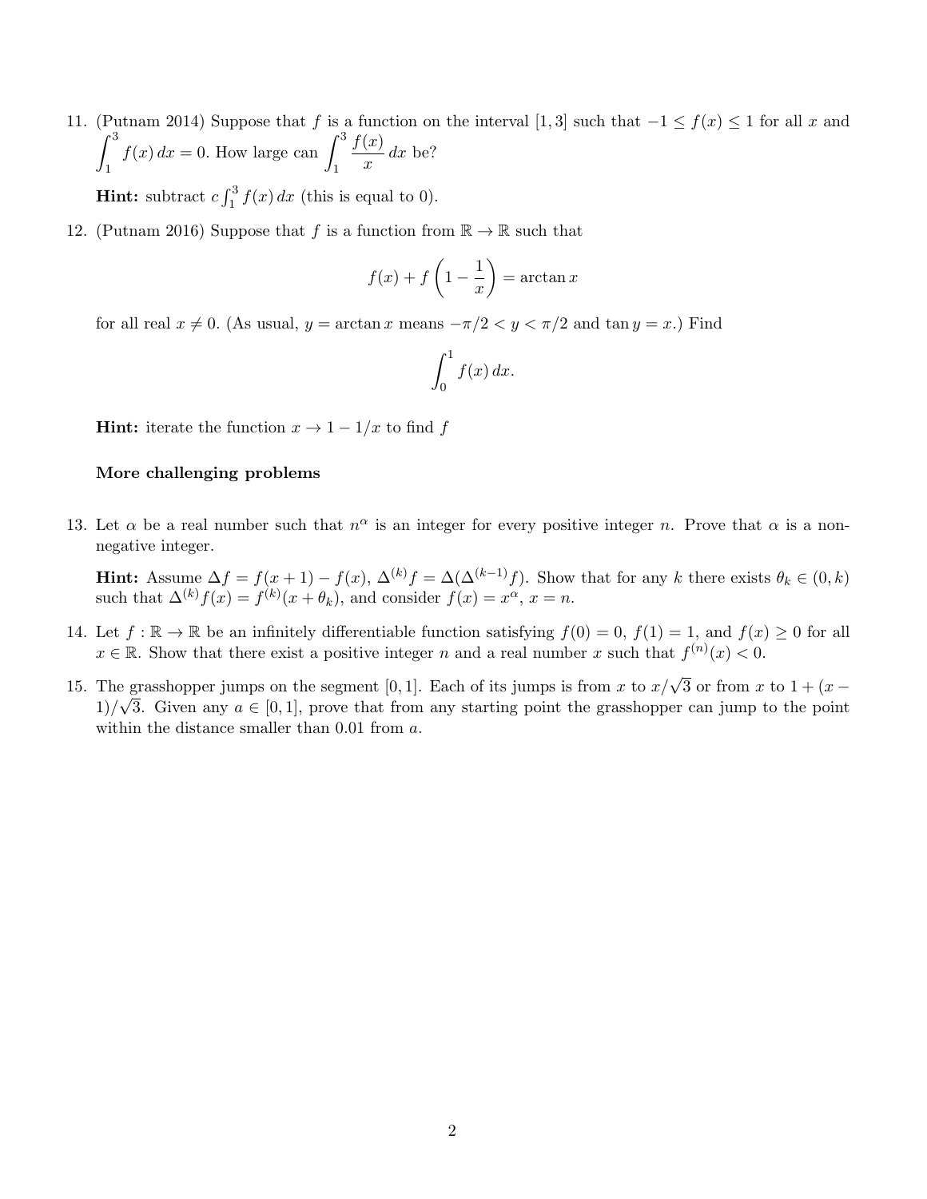11. (Putnam 2014) Suppose that $f$ is a function on the interval $[1,3]$ such that $-1 \le f(x) \le 1$ for all $x$ and $\int_1^3 f(x)\,dx = 0$. How large can $\int_1^3 \frac{f(x)}{x}\,dx$ be?

    **Hint:** subtract $c\int_1^3 f(x)\,dx$ (this is equal to 0).

12. (Putnam 2016) Suppose that $f$ is a function from $\mathbb{R} \to \mathbb{R}$ such that

    $$f(x) + f\left(1 - \frac{1}{x}\right) = \arctan x$$

    for all real $x \neq 0$. (As usual, $y = \arctan x$ means $-\pi/2 < y < \pi/2$ and $\tan y = x$.) Find

    $$\int_0^1 f(x)\,dx.$$

    **Hint:** iterate the function $x \to 1 - 1/x$ to find $f$

**More challenging problems**

13. Let $\alpha$ be a real number such that $n^\alpha$ is an integer for every positive integer $n$. Prove that $\alpha$ is a non-negative integer.

    **Hint:** Assume $\Delta f = f(x+1) - f(x)$, $\Delta^{(k)} f = \Delta(\Delta^{(k-1)} f)$. Show that for any $k$ there exists $\theta_k \in (0,k)$ such that $\Delta^{(k)} f(x) = f^{(k)}(x + \theta_k)$, and consider $f(x) = x^\alpha$, $x = n$.

14. Let $f : \mathbb{R} \to \mathbb{R}$ be an infinitely differentiable function satisfying $f(0) = 0$, $f(1) = 1$, and $f(x) \ge 0$ for all $x \in \mathbb{R}$. Show that there exist a positive integer $n$ and a real number $x$ such that $f^{(n)}(x) < 0$.

15. The grasshopper jumps on the segment $[0,1]$. Each of its jumps is from $x$ to $x/\sqrt{3}$ or from $x$ to $1 + (x-1)/\sqrt{3}$. Given any $a \in [0,1]$, prove that from any starting point the grasshopper can jump to the point within the distance smaller than 0.01 from $a$.